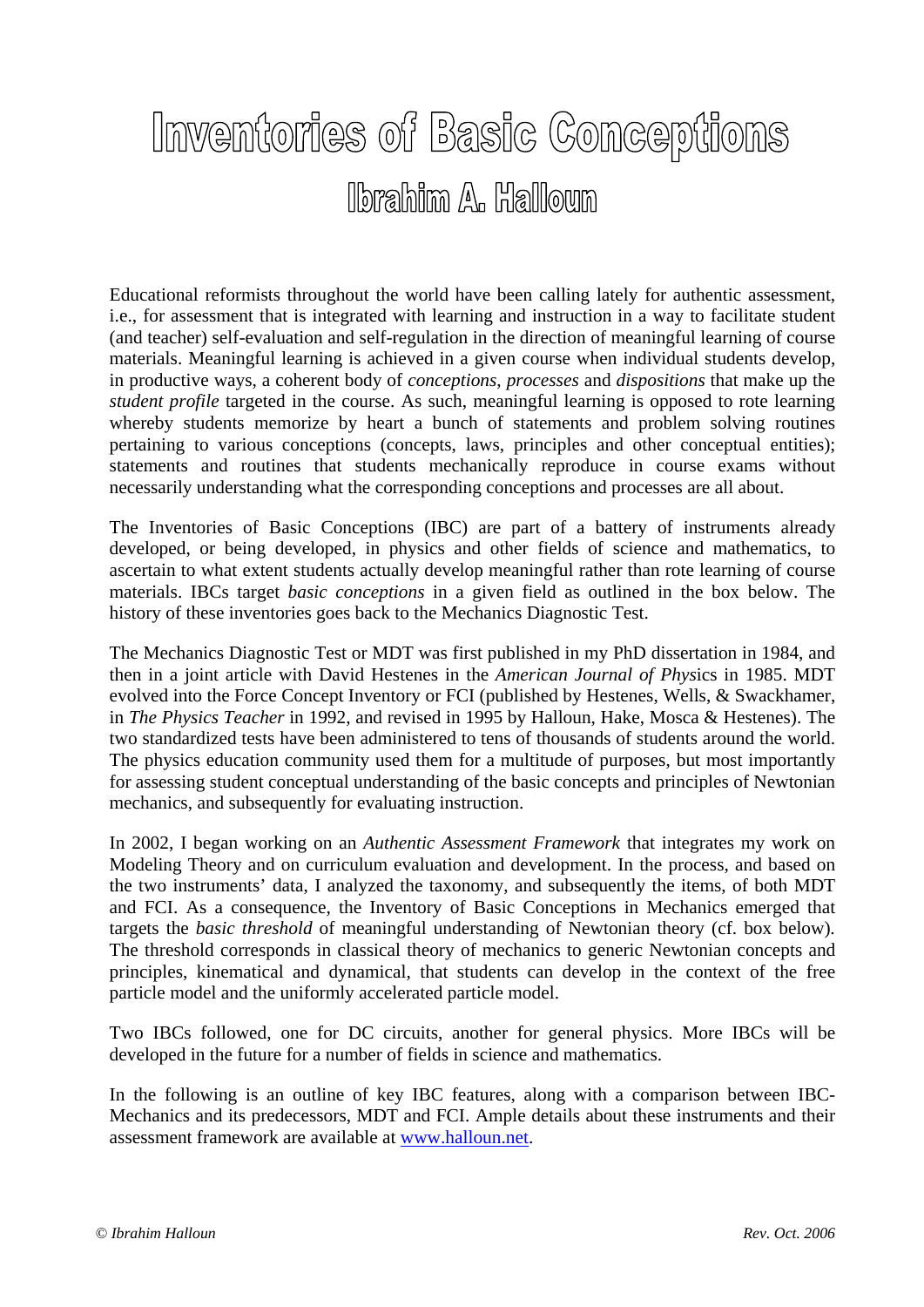# Inventories of Basic Conceptions

## Ibrahim A. Halloun

Educational reformists throughout the world have been calling lately for authentic assessment, i.e., for assessment that is integrated with learning and instruction in a way to facilitate student (and teacher) self-evaluation and self-regulation in the direction of meaningful learning of course materials. Meaningful learning is achieved in a given course when individual students develop, in productive ways, a coherent body of *conceptions*, *processes* and *dispositions* that make up the *student profile* targeted in the course. As such, meaningful learning is opposed to rote learning whereby students memorize by heart a bunch of statements and problem solving routines pertaining to various conceptions (concepts, laws, principles and other conceptual entities); statements and routines that students mechanically reproduce in course exams without necessarily understanding what the corresponding conceptions and processes are all about.

The Inventories of Basic Conceptions (IBC) are part of a battery of instruments already developed, or being developed, in physics and other fields of science and mathematics, to ascertain to what extent students actually develop meaningful rather than rote learning of course materials. IBCs target *basic conceptions* in a given field as outlined in the box below. The history of these inventories goes back to the Mechanics Diagnostic Test.

The Mechanics Diagnostic Test or MDT was first published in my PhD dissertation in 1984, and then in a joint article with David Hestenes in the *American Journal of Physics* in 1985. MDT evolved into the Force Concept Inventory or FCI (published by Hestenes, Wells, & Swackhamer, in *The Physics Teacher* in 1992, and revised in 1995 by Halloun, Hake, Mosca & Hestenes). The two standardized tests have been administered to tens of thousands of students around the world. The physics education community used them for a multitude of purposes, but most importantly for assessing student conceptual understanding of the basic concepts and principles of Newtonian mechanics, and subsequently for evaluating instruction.

In 2002, I began working on an *Authentic Assessment Framework* that integrates my work on Modeling Theory and on curriculum evaluation and development. In the process, and based on the two instruments' data, I analyzed the taxonomy, and subsequently the items, of both MDT and FCI. As a consequence, the Inventory of Basic Conceptions in Mechanics emerged that targets the *basic threshold* of meaningful understanding of Newtonian theory (cf. box below). The threshold corresponds in classical theory of mechanics to generic Newtonian concepts and principles, kinematical and dynamical, that students can develop in the context of the free particle model and the uniformly accelerated particle model.

Two IBCs followed, one for DC circuits, another for general physics. More IBCs will be developed in the future for a number of fields in science and mathematics.

In the following is an outline of key IBC features, along with a comparison between IBC-Mechanics and its predecessors, MDT and FCI. Ample details about these instruments and their assessment framework are available at www.halloun.net.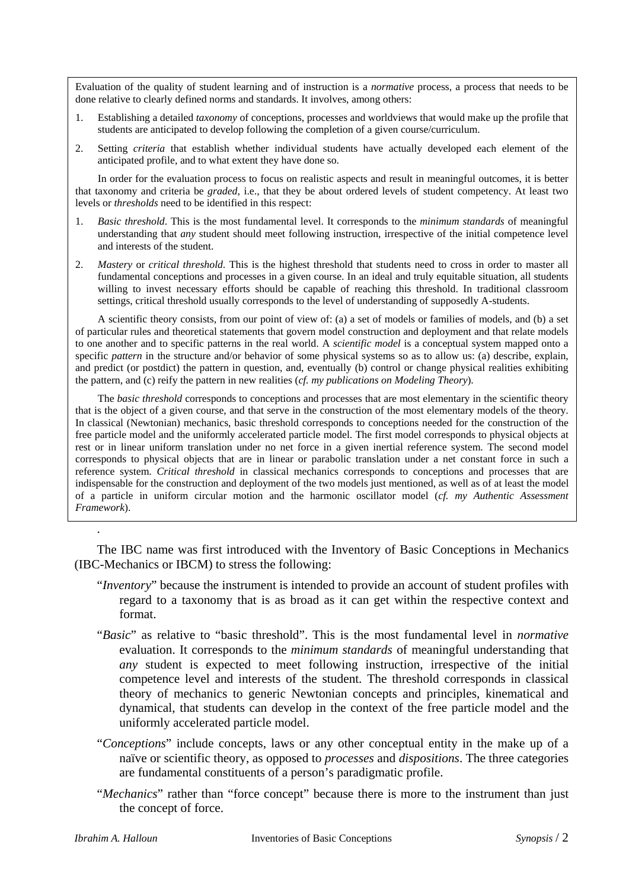Evaluation of the quality of student learning and of instruction is a *normative* process, a process that needs to be done relative to clearly defined norms and standards. It involves, among others:

1. Establishing a detailed *taxonomy* of conceptions, processes and worldviews that would make up the profile that students are anticipated to develop following the completion of a given course/curriculum.
2. Setting *criteria* that establish whether individual students have actually developed each element of the anticipated profile, and to what extent they have done so.

In order for the evaluation process to focus on realistic aspects and result in meaningful outcomes, it is better that taxonomy and criteria be *graded*, i.e., that they be about ordered levels of student competency. At least two levels or *thresholds* need to be identified in this respect:

1. *Basic threshold*. This is the most fundamental level. It corresponds to the *minimum standards* of meaningful understanding that *any* student should meet following instruction, irrespective of the initial competence level and interests of the student.
2. *Mastery* or *critical threshold*. This is the highest threshold that students need to cross in order to master all fundamental conceptions and processes in a given course. In an ideal and truly equitable situation, all students willing to invest necessary efforts should be capable of reaching this threshold. In traditional classroom settings, critical threshold usually corresponds to the level of understanding of supposedly A-students.

A scientific theory consists, from our point of view of: (a) a set of models or families of models, and (b) a set of particular rules and theoretical statements that govern model construction and deployment and that relate models to one another and to specific patterns in the real world. A *scientific model* is a conceptual system mapped onto a specific *pattern* in the structure and/or behavior of some physical systems so as to allow us: (a) describe, explain, and predict (or postdict) the pattern in question, and, eventually (b) control or change physical realities exhibiting the pattern, and (c) reify the pattern in new realities (*cf. my publications on Modeling Theory*).

The *basic threshold* corresponds to conceptions and processes that are most elementary in the scientific theory that is the object of a given course, and that serve in the construction of the most elementary models of the theory. In classical (Newtonian) mechanics, basic threshold corresponds to conceptions needed for the construction of the free particle model and the uniformly accelerated particle model. The first model corresponds to physical objects at rest or in linear uniform translation under no net force in a given inertial reference system. The second model corresponds to physical objects that are in linear or parabolic translation under a net constant force in such a reference system. *Critical threshold* in classical mechanics corresponds to conceptions and processes that are indispensable for the construction and deployment of the two models just mentioned, as well as of at least the model of a particle in uniform circular motion and the harmonic oscillator model (*cf. my Authentic Assessment Framework*).

The IBC name was first introduced with the Inventory of Basic Conceptions in Mechanics (IBC-Mechanics or IBCM) to stress the following:

"*Inventory*" because the instrument is intended to provide an account of student profiles with regard to a taxonomy that is as broad as it can get within the respective context and format.

"*Basic*" as relative to "basic threshold". This is the most fundamental level in *normative* evaluation. It corresponds to the *minimum standards* of meaningful understanding that *any* student is expected to meet following instruction, irrespective of the initial competence level and interests of the student. The threshold corresponds in classical theory of mechanics to generic Newtonian concepts and principles, kinematical and dynamical, that students can develop in the context of the free particle model and the uniformly accelerated particle model.

"*Conceptions*" include concepts, laws or any other conceptual entity in the make up of a naïve or scientific theory, as opposed to *processes* and *dispositions*. The three categories are fundamental constituents of a person's paradigmatic profile.

"*Mechanics*" rather than "force concept" because there is more to the instrument than just the concept of force.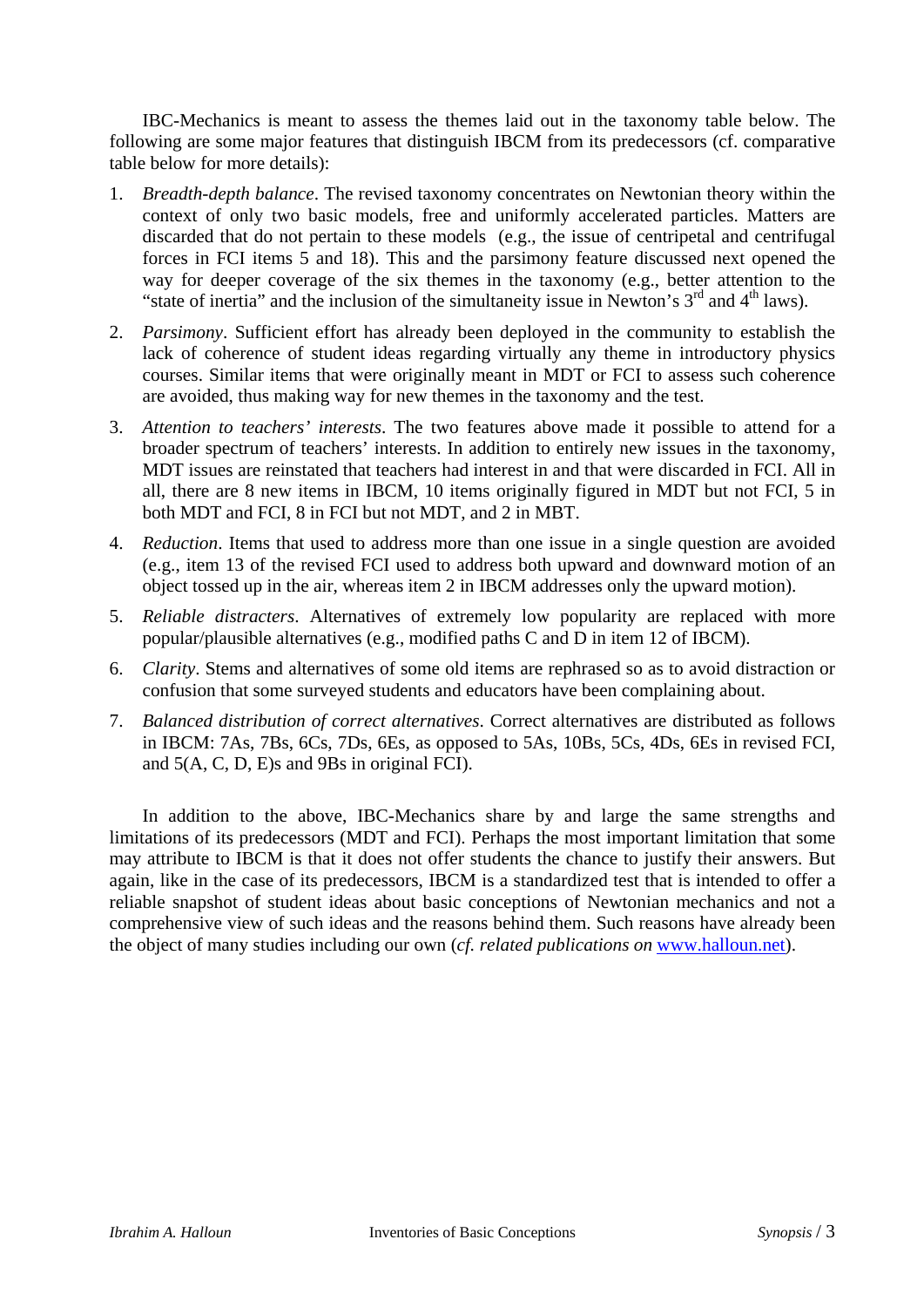IBC-Mechanics is meant to assess the themes laid out in the taxonomy table below. The following are some major features that distinguish IBCM from its predecessors (cf. comparative table below for more details):

1. *Breadth-depth balance*. The revised taxonomy concentrates on Newtonian theory within the context of only two basic models, free and uniformly accelerated particles. Matters are discarded that do not pertain to these models (e.g., the issue of centripetal and centrifugal forces in FCI items 5 and 18). This and the parsimony feature discussed next opened the way for deeper coverage of the six themes in the taxonomy (e.g., better attention to the "state of inertia" and the inclusion of the simultaneity issue in Newton's 3rd and 4th laws).

2. *Parsimony*. Sufficient effort has already been deployed in the community to establish the lack of coherence of student ideas regarding virtually any theme in introductory physics courses. Similar items that were originally meant in MDT or FCI to assess such coherence are avoided, thus making way for new themes in the taxonomy and the test.

3. *Attention to teachers' interests*. The two features above made it possible to attend for a broader spectrum of teachers' interests. In addition to entirely new issues in the taxonomy, MDT issues are reinstated that teachers had interest in and that were discarded in FCI. All in all, there are 8 new items in IBCM, 10 items originally figured in MDT but not FCI, 5 in both MDT and FCI, 8 in FCI but not MDT, and 2 in MBT.

4. *Reduction*. Items that used to address more than one issue in a single question are avoided (e.g., item 13 of the revised FCI used to address both upward and downward motion of an object tossed up in the air, whereas item 2 in IBCM addresses only the upward motion).

5. *Reliable distracters*. Alternatives of extremely low popularity are replaced with more popular/plausible alternatives (e.g., modified paths C and D in item 12 of IBCM).

6. *Clarity*. Stems and alternatives of some old items are rephrased so as to avoid distraction or confusion that some surveyed students and educators have been complaining about.

7. *Balanced distribution of correct alternatives*. Correct alternatives are distributed as follows in IBCM: 7As, 7Bs, 6Cs, 7Ds, 6Es, as opposed to 5As, 10Bs, 5Cs, 4Ds, 6Es in revised FCI, and 5(A, C, D, E)s and 9Bs in original FCI).

In addition to the above, IBC-Mechanics share by and large the same strengths and limitations of its predecessors (MDT and FCI). Perhaps the most important limitation that some may attribute to IBCM is that it does not offer students the chance to justify their answers. But again, like in the case of its predecessors, IBCM is a standardized test that is intended to offer a reliable snapshot of student ideas about basic conceptions of Newtonian mechanics and not a comprehensive view of such ideas and the reasons behind them. Such reasons have already been the object of many studies including our own (*cf. related publications on* www.halloun.net).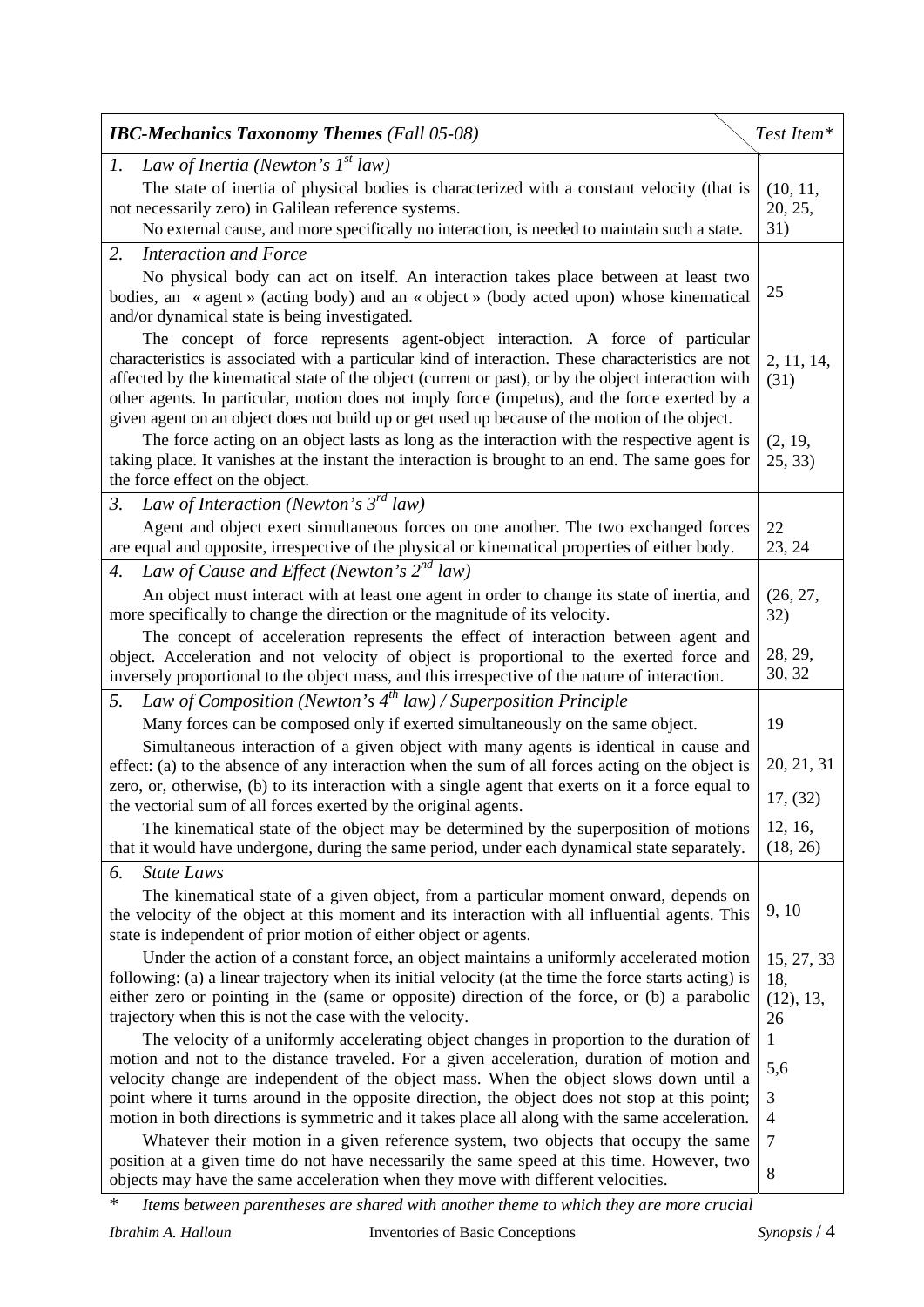| *IBC-Mechanics Taxonomy Themes* (Fall 05-08) | *Test Item\** |
|---|---|
| 1. *Law of Inertia (Newton's 1st law)* | |
| The state of inertia of physical bodies is characterized with a constant velocity (that is not necessarily zero) in Galilean reference systems. No external cause, and more specifically no interaction, is needed to maintain such a state. | (10, 11, 20, 25, 31) |
| 2. *Interaction and Force* | |
| No physical body can act on itself. An interaction takes place between at least two bodies, an « agent » (acting body) and an « object » (body acted upon) whose kinematical and/or dynamical state is being investigated. | 25 |
| The concept of force represents agent-object interaction. A force of particular characteristics is associated with a particular kind of interaction. These characteristics are not affected by the kinematical state of the object (current or past), or by the object interaction with other agents. In particular, motion does not imply force (impetus), and the force exerted by a given agent on an object does not build up or get used up because of the motion of the object. | 2, 11, 14, (31) |
| The force acting on an object lasts as long as the interaction with the respective agent is taking place. It vanishes at the instant the interaction is brought to an end. The same goes for the force effect on the object. | (2, 19, 25, 33) |
| 3. *Law of Interaction (Newton's 3rd law)* | |
| Agent and object exert simultaneous forces on one another. The two exchanged forces are equal and opposite, irrespective of the physical or kinematical properties of either body. | 22<br>23, 24 |
| 4. *Law of Cause and Effect (Newton's 2nd law)* | |
| An object must interact with at least one agent in order to change its state of inertia, and more specifically to change the direction or the magnitude of its velocity. | (26, 27, 32) |
| The concept of acceleration represents the effect of interaction between agent and object. Acceleration and not velocity of object is proportional to the exerted force and inversely proportional to the object mass, and this irrespective of the nature of interaction. | 28, 29, 30, 32 |
| 5. *Law of Composition (Newton's 4th law) / Superposition Principle* | |
| Many forces can be composed only if exerted simultaneously on the same object. | 19 |
| Simultaneous interaction of a given object with many agents is identical in cause and effect: (a) to the absence of any interaction when the sum of all forces acting on the object is zero, or, otherwise, (b) to its interaction with a single agent that exerts on it a force equal to the vectorial sum of all forces exerted by the original agents. | 20, 21, 31<br>17, (32) |
| The kinematical state of the object may be determined by the superposition of motions that it would have undergone, during the same period, under each dynamical state separately. | 12, 16, (18, 26) |
| 6. *State Laws* | |
| The kinematical state of a given object, from a particular moment onward, depends on the velocity of the object at this moment and its interaction with all influential agents. This state is independent of prior motion of either object or agents. | 9, 10 |
| Under the action of a constant force, an object maintains a uniformly accelerated motion following: (a) a linear trajectory when its initial velocity (at the time the force starts acting) is either zero or pointing in the (same or opposite) direction of the force, or (b) a parabolic trajectory when this is not the case with the velocity. | 15, 27, 33<br>18, (12), 13, 26 |
| The velocity of a uniformly accelerating object changes in proportion to the duration of motion and not to the distance traveled. For a given acceleration, duration of motion and velocity change are independent of the object mass. When the object slows down until a point where it turns around in the opposite direction, the object does not stop at this point; motion in both directions is symmetric and it takes place all along with the same acceleration. | 1<br>5,6<br>3<br>4 |
| Whatever their motion in a given reference system, two objects that occupy the same position at a given time do not have necessarily the same speed at this time. However, two objects may have the same acceleration when they move with different velocities. | 7<br>8 |

\* *Items between parentheses are shared with another theme to which they are more crucial*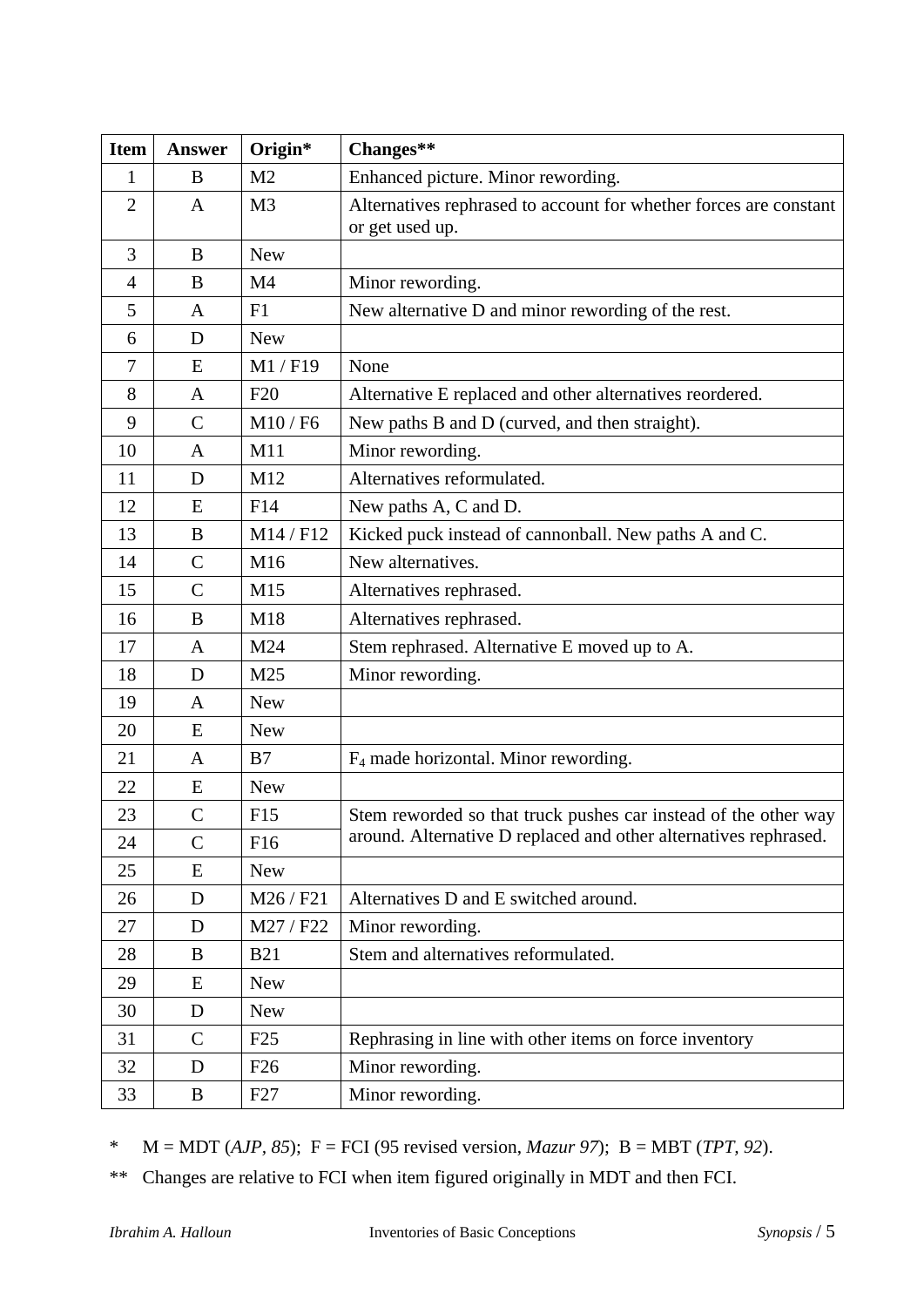| Item | Answer | Origin* | Changes** |
|---|---|---|---|
| 1 | B | M2 | Enhanced picture. Minor rewording. |
| 2 | A | M3 | Alternatives rephrased to account for whether forces are constant or get used up. |
| 3 | B | New | |
| 4 | B | M4 | Minor rewording. |
| 5 | A | F1 | New alternative D and minor rewording of the rest. |
| 6 | D | New | |
| 7 | E | M1 / F19 | None |
| 8 | A | F20 | Alternative E replaced and other alternatives reordered. |
| 9 | C | M10 / F6 | New paths B and D (curved, and then straight). |
| 10 | A | M11 | Minor rewording. |
| 11 | D | M12 | Alternatives reformulated. |
| 12 | E | F14 | New paths A, C and D. |
| 13 | B | M14 / F12 | Kicked puck instead of cannonball. New paths A and C. |
| 14 | C | M16 | New alternatives. |
| 15 | C | M15 | Alternatives rephrased. |
| 16 | B | M18 | Alternatives rephrased. |
| 17 | A | M24 | Stem rephrased. Alternative E moved up to A. |
| 18 | D | M25 | Minor rewording. |
| 19 | A | New | |
| 20 | E | New | |
| 21 | A | B7 | $F_4$ made horizontal. Minor rewording. |
| 22 | E | New | |
| 23 | C | F15 | Stem reworded so that truck pushes car instead of the other way around. Alternative D replaced and other alternatives rephrased. |
| 24 | C | F16 | |
| 25 | E | New | |
| 26 | D | M26 / F21 | Alternatives D and E switched around. |
| 27 | D | M27 / F22 | Minor rewording. |
| 28 | B | B21 | Stem and alternatives reformulated. |
| 29 | E | New | |
| 30 | D | New | |
| 31 | C | F25 | Rephrasing in line with other items on force inventory |
| 32 | D | F26 | Minor rewording. |
| 33 | B | F27 | Minor rewording. |

\* M = MDT (*AJP, 85*); F = FCI (95 revised version, *Mazur 97*); B = MBT (*TPT, 92*).

\*\* Changes are relative to FCI when item figured originally in MDT and then FCI.